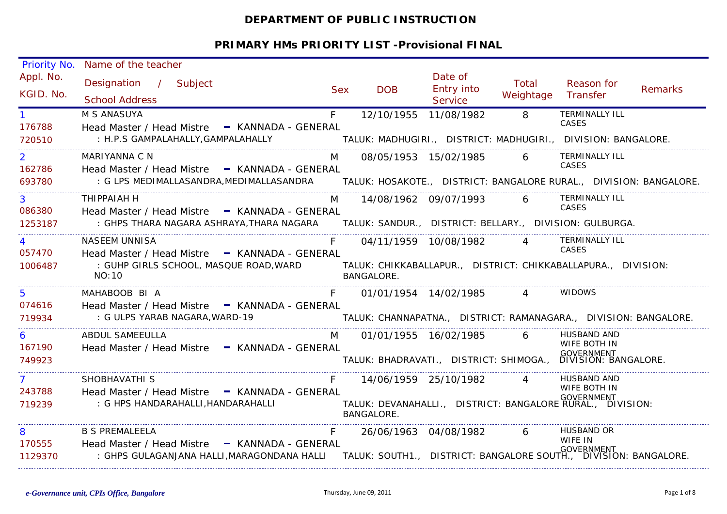# DEPARTMENT OF PUBLIC INSTRUCTION

## PRIMARY HMs PRIORITY LIST -Provisional FINAL

| Priority No. / Appl. No. / KGID. No. | Name of the teacher / Designation / Subject / School Address | Sex | DOB | Date of Entry into Service | Total Weightage | Reason for Transfer | Remarks |
|---|---|---|---|---|---|---|---|
| 1 / 176788 / 720510 | M S ANASUYA / Head Master / Head Mistre - KANNADA - GENERAL / : H.P.S GAMPALAHALLY,GAMPALAHALLY / TALUK: MADHUGIRI., DISTRICT: MADHUGIRI., DIVISION: BANGALORE. | F | 12/10/1955 | 11/08/1982 | 8 | TERMINALLY ILL CASES | |
| 2 / 162786 / 693780 | MARIYANNA C N / Head Master / Head Mistre - KANNADA - GENERAL / : G LPS MEDIMALLASANDRA,MEDIMALLASANDRA / TALUK: HOSAKOTE., DISTRICT: BANGALORE RURAL., DIVISION: BANGALORE. | M | 08/05/1953 | 15/02/1985 | 6 | TERMINALLY ILL CASES | |
| 3 / 086380 / 1253187 | THIPPAIAH H / Head Master / Head Mistre - KANNADA - GENERAL / : GHPS THARA NAGARA ASHRAYA,THARA NAGARA / TALUK: SANDUR., DISTRICT: BELLARY., DIVISION: GULBURGA. | M | 14/08/1962 | 09/07/1993 | 6 | TERMINALLY ILL CASES | |
| 4 / 057470 / 1006487 | NASEEM UNNISA / Head Master / Head Mistre - KANNADA - GENERAL / : GUHP GIRLS SCHOOL, MASQUE ROAD,WARD NO:10 / TALUK: CHIKKABALLAPUR., DISTRICT: CHIKKABALLAPURA., DIVISION: BANGALORE. | F | 04/11/1959 | 10/08/1982 | 4 | TERMINALLY ILL CASES | |
| 5 / 074616 / 719934 | MAHABOOB BI A / Head Master / Head Mistre - KANNADA - GENERAL / : G ULPS YARAB NAGARA,WARD-19 / TALUK: CHANNAPATNA., DISTRICT: RAMANAGARA., DIVISION: BANGALORE. | F | 01/01/1954 | 14/02/1985 | 4 | WIDOWS | |
| 6 / 167190 / 749923 | ABDUL SAMEEULLA / Head Master / Head Mistre - KANNADA - GENERAL / TALUK: BHADRAVATI., DISTRICT: SHIMOGA., DIVISION: BANGALORE. | M | 01/01/1955 | 16/02/1985 | 6 | HUSBAND AND WIFE BOTH IN GOVERNMENT | |
| 7 / 243788 / 719239 | SHOBHAVATHI S / Head Master / Head Mistre - KANNADA - GENERAL / : G HPS HANDARAHALLI,HANDARAHALLI / TALUK: DEVANAHALLI., DISTRICT: BANGALORE RURAL., DIVISION: BANGALORE. | F | 14/06/1959 | 25/10/1982 | 4 | HUSBAND AND WIFE BOTH IN GOVERNMENT | |
| 8 / 170555 / 1129370 | B S PREMALEELA / Head Master / Head Mistre - KANNADA - GENERAL / : GHPS GULAGANJANA HALLI,MARAGONDANA HALLI / TALUK: SOUTH1., DISTRICT: BANGALORE SOUTH., DIVISION: BANGALORE. | F | 26/06/1963 | 04/08/1982 | 6 | HUSBAND OR WIFE IN GOVERNMENT | |

*e-Governance unit, CPIs Office, Bangalore*

Thursday, June 09, 2011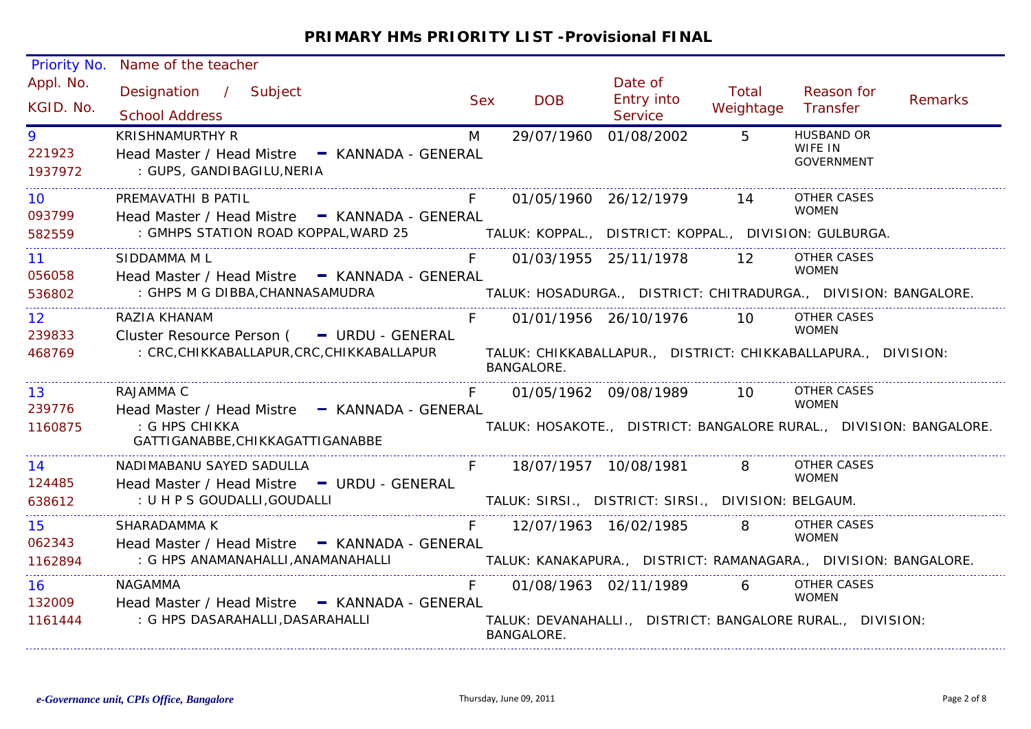**PRIMARY HMs PRIORITY LIST -Provisional FINAL**

| Priority No. / Appl. No. / KGID. No. | Name of the teacher / Designation / Subject / School Address | Sex | DOB | Date of Entry into Service | Total Weightage | Reason for Transfer | Remarks |
|---|---|---|---|---|---|---|---|
| 9 / 221923 / 1937972 | KRISHNAMURTHY R / Head Master / Head Mistre - KANNADA - GENERAL / : GUPS, GANDIBAGILU,NERIA | M | 29/07/1960 | 01/08/2002 | 5 | HUSBAND OR WIFE IN GOVERNMENT | |
| 10 / 093799 / 582559 | PREMAVATHI B PATIL / Head Master / Head Mistre - KANNADA - GENERAL / : GMHPS STATION ROAD KOPPAL,WARD 25 — TALUK: KOPPAL., DISTRICT: KOPPAL., DIVISION: GULBURGA. | F | 01/05/1960 | 26/12/1979 | 14 | OTHER CASES WOMEN | |
| 11 / 056058 / 536802 | SIDDAMMA M L / Head Master / Head Mistre - KANNADA - GENERAL / : GHPS M G DIBBA,CHANNASAMUDRA — TALUK: HOSADURGA., DISTRICT: CHITRADURGA., DIVISION: BANGALORE. | F | 01/03/1955 | 25/11/1978 | 12 | OTHER CASES WOMEN | |
| 12 / 239833 / 468769 | RAZIA KHANAM / Cluster Resource Person ( - URDU - GENERAL / : CRC,CHIKKABALLAPUR,CRC,CHIKKABALLAPUR — TALUK: CHIKKABALLAPUR., DISTRICT: CHIKKABALLAPURA., DIVISION: BANGALORE. | F | 01/01/1956 | 26/10/1976 | 10 | OTHER CASES WOMEN | |
| 13 / 239776 / 1160875 | RAJAMMA C / Head Master / Head Mistre - KANNADA - GENERAL / : G HPS CHIKKA GATTIGANABBE,CHIKKAGATTIGANABBE — TALUK: HOSAKOTE., DISTRICT: BANGALORE RURAL., DIVISION: BANGALORE. | F | 01/05/1962 | 09/08/1989 | 10 | OTHER CASES WOMEN | |
| 14 / 124485 / 638612 | NADIMABANU SAYED SADULLA / Head Master / Head Mistre - URDU - GENERAL / : U H P S GOUDALLI,GOUDALLI — TALUK: SIRSI., DISTRICT: SIRSI., DIVISION: BELGAUM. | F | 18/07/1957 | 10/08/1981 | 8 | OTHER CASES WOMEN | |
| 15 / 062343 / 1162894 | SHARADAMMA K / Head Master / Head Mistre - KANNADA - GENERAL / : G HPS ANAMANAHALLI,ANAMANAHALLI — TALUK: KANAKAPURA., DISTRICT: RAMANAGARA., DIVISION: BANGALORE. | F | 12/07/1963 | 16/02/1985 | 8 | OTHER CASES WOMEN | |
| 16 / 132009 / 1161444 | NAGAMMA / Head Master / Head Mistre - KANNADA - GENERAL / : G HPS DASARAHALLI,DASARAHALLI — TALUK: DEVANAHALLI., DISTRICT: BANGALORE RURAL., DIVISION: BANGALORE. | F | 01/08/1963 | 02/11/1989 | 6 | OTHER CASES WOMEN | |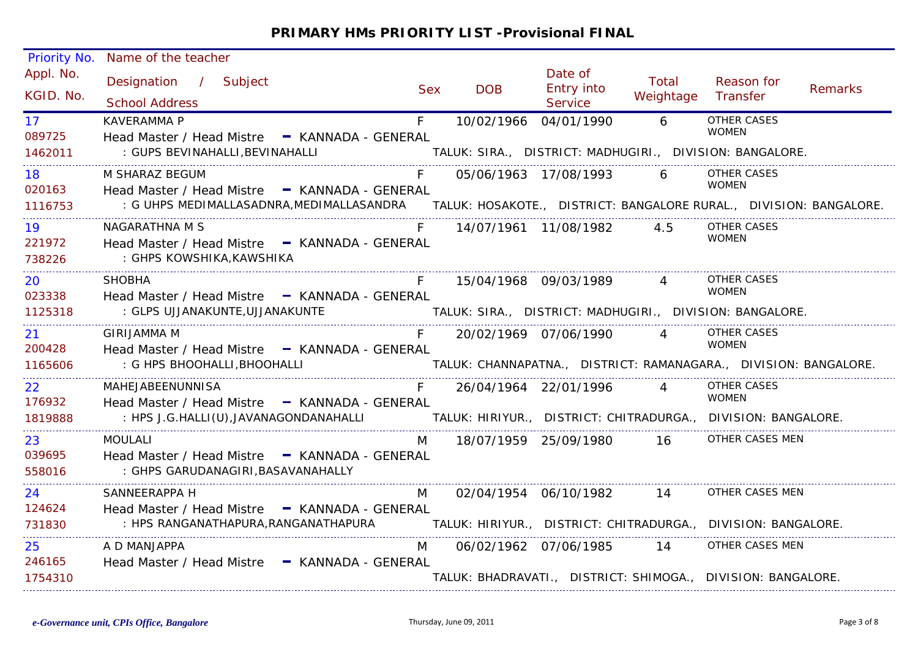## PRIMARY HMs PRIORITY LIST -Provisional FINAL

| Priority No. / Appl. No. / KGID. No. | Name of the teacher / Designation / Subject / School Address | Sex | DOB | Date of Entry into Service | Total Weightage | Reason for Transfer | Remarks |
|---|---|---|---|---|---|---|---|
| 17<br>089725<br>1462011 | KAVERAMMA P<br>Head Master / Head Mistre - KANNADA - GENERAL<br>: GUPS BEVINAHALLI,BEVINAHALLI<br>TALUK: SIRA., DISTRICT: MADHUGIRI., DIVISION: BANGALORE. | F | 10/02/1966 | 04/01/1990 | 6 | OTHER CASES WOMEN | |
| 18<br>020163<br>1116753 | M SHARAZ BEGUM<br>Head Master / Head Mistre - KANNADA - GENERAL<br>: G UHPS MEDIMALLASADNRA,MEDIMALLASANDRA<br>TALUK: HOSAKOTE., DISTRICT: BANGALORE RURAL., DIVISION: BANGALORE. | F | 05/06/1963 | 17/08/1993 | 6 | OTHER CASES WOMEN | |
| 19<br>221972<br>738226 | NAGARATHNA M S<br>Head Master / Head Mistre - KANNADA - GENERAL<br>: GHPS KOWSHIKA,KAWSHIKA | F | 14/07/1961 | 11/08/1982 | 4.5 | OTHER CASES WOMEN | |
| 20<br>023338<br>1125318 | SHOBHA<br>Head Master / Head Mistre - KANNADA - GENERAL<br>: GLPS UJJANAKUNTE,UJJANAKUNTE<br>TALUK: SIRA., DISTRICT: MADHUGIRI., DIVISION: BANGALORE. | F | 15/04/1968 | 09/03/1989 | 4 | OTHER CASES WOMEN | |
| 21<br>200428<br>1165606 | GIRIJAMMA M<br>Head Master / Head Mistre - KANNADA - GENERAL<br>: G HPS BHOOHALLI,BHOOHALLI<br>TALUK: CHANNAPATNA., DISTRICT: RAMANAGARA., DIVISION: BANGALORE. | F | 20/02/1969 | 07/06/1990 | 4 | OTHER CASES WOMEN | |
| 22<br>176932<br>1819888 | MAHEJABEENUNNISA<br>Head Master / Head Mistre - KANNADA - GENERAL<br>: HPS J.G.HALLI(U),JAVANAGONDANAHALLI<br>TALUK: HIRIYUR., DISTRICT: CHITRADURGA., DIVISION: BANGALORE. | F | 26/04/1964 | 22/01/1996 | 4 | OTHER CASES WOMEN | |
| 23<br>039695<br>558016 | MOULALI<br>Head Master / Head Mistre - KANNADA - GENERAL<br>: GHPS GARUDANAGIRI,BASAVANAHALLY | M | 18/07/1959 | 25/09/1980 | 16 | OTHER CASES MEN | |
| 24<br>124624<br>731830 | SANNEERAPPA H<br>Head Master / Head Mistre - KANNADA - GENERAL<br>: HPS RANGANATHAPURA,RANGANATHAPURA<br>TALUK: HIRIYUR., DISTRICT: CHITRADURGA., DIVISION: BANGALORE. | M | 02/04/1954 | 06/10/1982 | 14 | OTHER CASES MEN | |
| 25<br>246165<br>1754310 | A D MANJAPPA<br>Head Master / Head Mistre - KANNADA - GENERAL<br>TALUK: BHADRAVATI., DISTRICT: SHIMOGA., DIVISION: BANGALORE. | M | 06/02/1962 | 07/06/1985 | 14 | OTHER CASES MEN | |

*e-Governance unit, CPIs Office, Bangalore* Thursday, June 09, 2011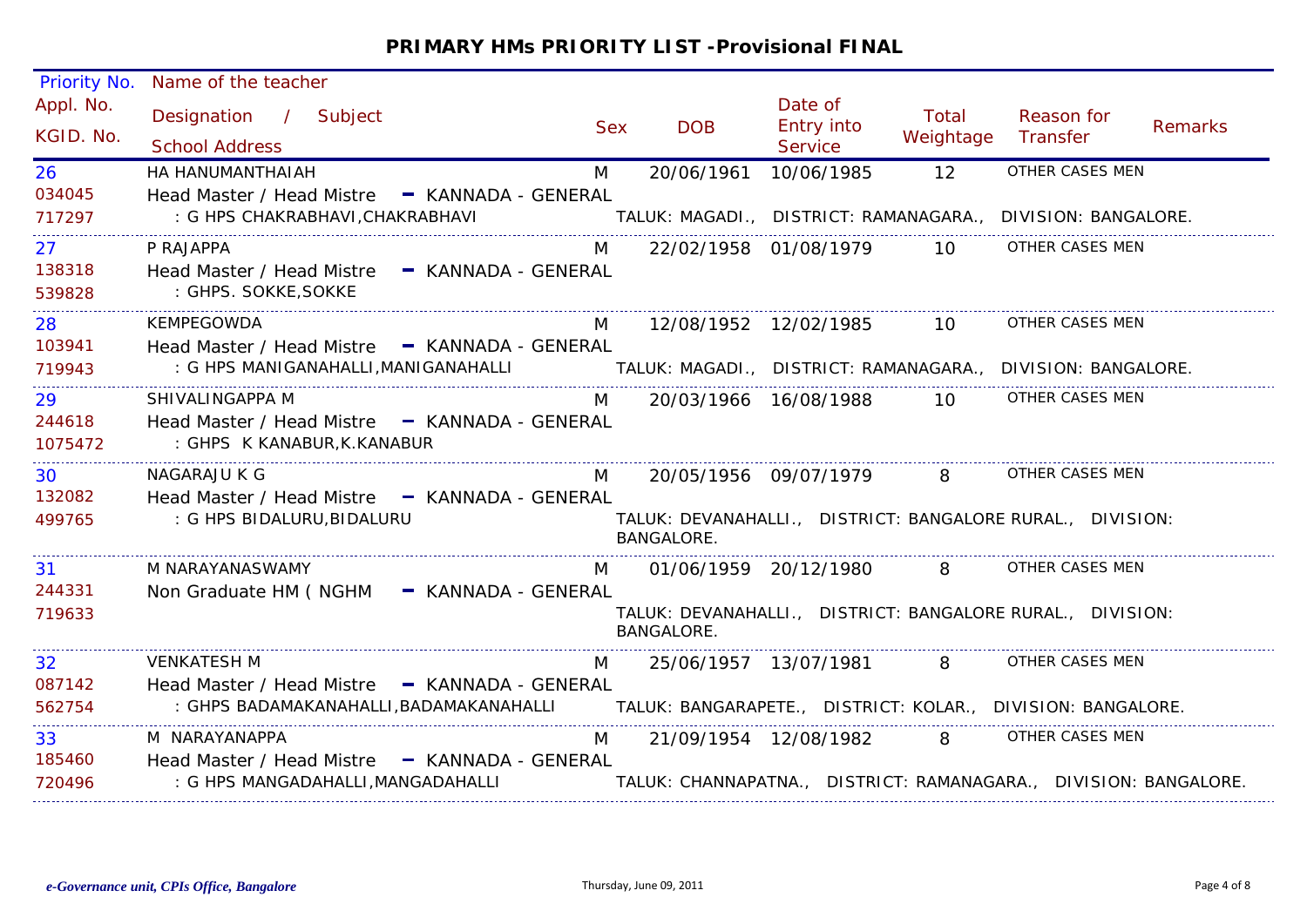## PRIMARY HMs PRIORITY LIST -Provisional FINAL

| Priority No. / Appl. No. / KGID. No. | Name of the teacher / Designation / Subject / School Address | Sex | DOB | Date of Entry into Service | Total Weightage | Reason for Transfer | Remarks |
|---|---|---|---|---|---|---|---|
| 26 / 034045 / 717297 | HA HANUMANTHAIAH / Head Master / Head Mistre - KANNADA - GENERAL / : G HPS CHAKRABHAVI,CHAKRABHAVI TALUK: MAGADI., DISTRICT: RAMANAGARA., DIVISION: BANGALORE. | M | 20/06/1961 | 10/06/1985 | 12 | OTHER CASES MEN | |
| 27 / 138318 / 539828 | P RAJAPPA / Head Master / Head Mistre - KANNADA - GENERAL / : GHPS. SOKKE,SOKKE | M | 22/02/1958 | 01/08/1979 | 10 | OTHER CASES MEN | |
| 28 / 103941 / 719943 | KEMPEGOWDA / Head Master / Head Mistre - KANNADA - GENERAL / : G HPS MANIGANAHALLI,MANIGANAHALLI TALUK: MAGADI., DISTRICT: RAMANAGARA., DIVISION: BANGALORE. | M | 12/08/1952 | 12/02/1985 | 10 | OTHER CASES MEN | |
| 29 / 244618 / 1075472 | SHIVALINGAPPA M / Head Master / Head Mistre - KANNADA - GENERAL / : GHPS K KANABUR,K.KANABUR | M | 20/03/1966 | 16/08/1988 | 10 | OTHER CASES MEN | |
| 30 / 132082 / 499765 | NAGARAJU K G / Head Master / Head Mistre - KANNADA - GENERAL / : G HPS BIDALURU,BIDALURU TALUK: DEVANAHALLI., DISTRICT: BANGALORE RURAL., DIVISION: BANGALORE. | M | 20/05/1956 | 09/07/1979 | 8 | OTHER CASES MEN | |
| 31 / 244331 / 719633 | M NARAYANASWAMY / Non Graduate HM ( NGHM - KANNADA - GENERAL / TALUK: DEVANAHALLI., DISTRICT: BANGALORE RURAL., DIVISION: BANGALORE. | M | 01/06/1959 | 20/12/1980 | 8 | OTHER CASES MEN | |
| 32 / 087142 / 562754 | VENKATESH M / Head Master / Head Mistre - KANNADA - GENERAL / : GHPS BADAMAKANAHALLI,BADAMAKANAHALLI TALUK: BANGARAPETE., DISTRICT: KOLAR., DIVISION: BANGALORE. | M | 25/06/1957 | 13/07/1981 | 8 | OTHER CASES MEN | |
| 33 / 185460 / 720496 | M NARAYANAPPA / Head Master / Head Mistre - KANNADA - GENERAL / : G HPS MANGADAHALLI,MANGADAHALLI TALUK: CHANNAPATNA., DISTRICT: RAMANAGARA., DIVISION: BANGALORE. | M | 21/09/1954 | 12/08/1982 | 8 | OTHER CASES MEN | |

*e-Governance unit, CPIs Office, Bangalore* — Thursday, June 09, 2011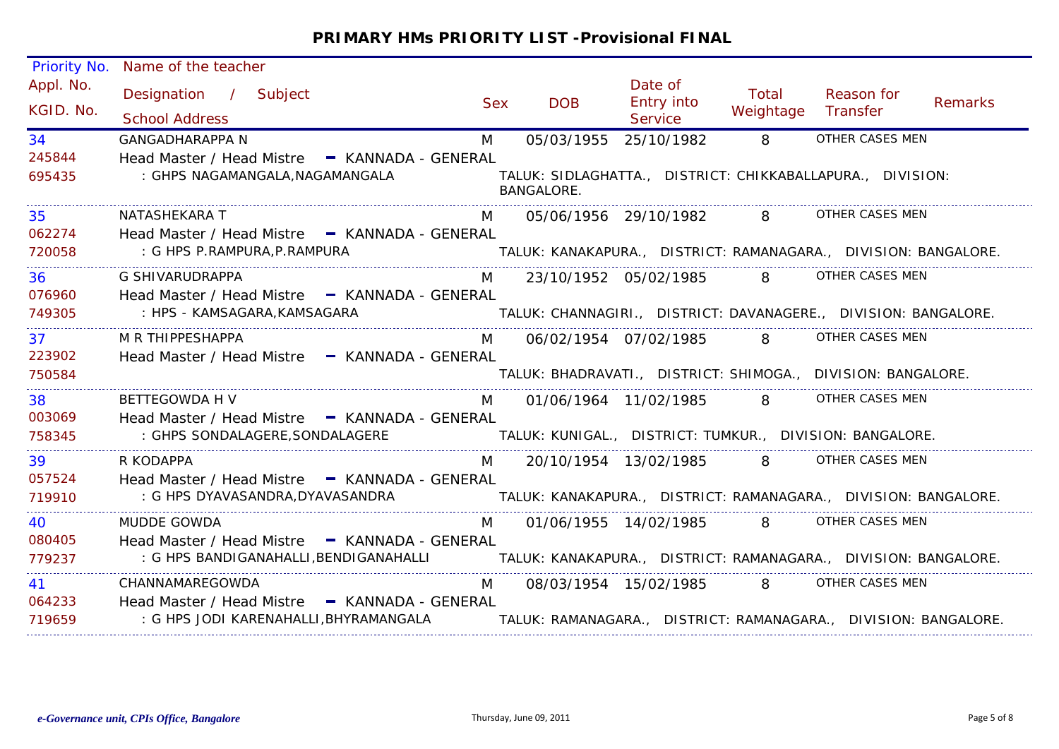## PRIMARY HMs PRIORITY LIST -Provisional FINAL

| Priority No. / Appl. No. / KGID. No. | Name of the teacher / Designation / Subject / School Address | Sex | DOB | Date of Entry into Service | Total Weightage | Reason for Transfer | Remarks |
|---|---|---|---|---|---|---|---|
| 34<br>245844<br>695435 | GANGADHARAPPA N<br>Head Master / Head Mistre - KANNADA - GENERAL<br>: GHPS NAGAMANGALA,NAGAMANGALA<br>TALUK: SIDLAGHATTA., DISTRICT: CHIKKABALLAPURA., DIVISION: BANGALORE. | M | 05/03/1955 | 25/10/1982 | 8 | OTHER CASES MEN | |
| 35<br>062274<br>720058 | NATASHEKARA T<br>Head Master / Head Mistre - KANNADA - GENERAL<br>: G HPS P.RAMPURA,P.RAMPURA<br>TALUK: KANAKAPURA., DISTRICT: RAMANAGARA., DIVISION: BANGALORE. | M | 05/06/1956 | 29/10/1982 | 8 | OTHER CASES MEN | |
| 36<br>076960<br>749305 | G SHIVARUDRAPPA<br>Head Master / Head Mistre - KANNADA - GENERAL<br>: HPS - KAMSAGARA,KAMSAGARA<br>TALUK: CHANNAGIRI., DISTRICT: DAVANAGERE., DIVISION: BANGALORE. | M | 23/10/1952 | 05/02/1985 | 8 | OTHER CASES MEN | |
| 37<br>223902<br>750584 | M R THIPPESHAPPA<br>Head Master / Head Mistre - KANNADA - GENERAL<br>TALUK: BHADRAVATI., DISTRICT: SHIMOGA., DIVISION: BANGALORE. | M | 06/02/1954 | 07/02/1985 | 8 | OTHER CASES MEN | |
| 38<br>003069<br>758345 | BETTEGOWDA H V<br>Head Master / Head Mistre - KANNADA - GENERAL<br>: GHPS SONDALAGERE,SONDALAGERE<br>TALUK: KUNIGAL., DISTRICT: TUMKUR., DIVISION: BANGALORE. | M | 01/06/1964 | 11/02/1985 | 8 | OTHER CASES MEN | |
| 39<br>057524<br>719910 | R KODAPPA<br>Head Master / Head Mistre - KANNADA - GENERAL<br>: G HPS DYAVASANDRA,DYAVASANDRA<br>TALUK: KANAKAPURA., DISTRICT: RAMANAGARA., DIVISION: BANGALORE. | M | 20/10/1954 | 13/02/1985 | 8 | OTHER CASES MEN | |
| 40<br>080405<br>779237 | MUDDE GOWDA<br>Head Master / Head Mistre - KANNADA - GENERAL<br>: G HPS BANDIGANAHALLI,BENDIGANAHALLI<br>TALUK: KANAKAPURA., DISTRICT: RAMANAGARA., DIVISION: BANGALORE. | M | 01/06/1955 | 14/02/1985 | 8 | OTHER CASES MEN | |
| 41<br>064233<br>719659 | CHANNAMAREGOWDA<br>Head Master / Head Mistre - KANNADA - GENERAL<br>: G HPS JODI KARENAHALLI,BHYRAMANGALA<br>TALUK: RAMANAGARA., DISTRICT: RAMANAGARA., DIVISION: BANGALORE. | M | 08/03/1954 | 15/02/1985 | 8 | OTHER CASES MEN | |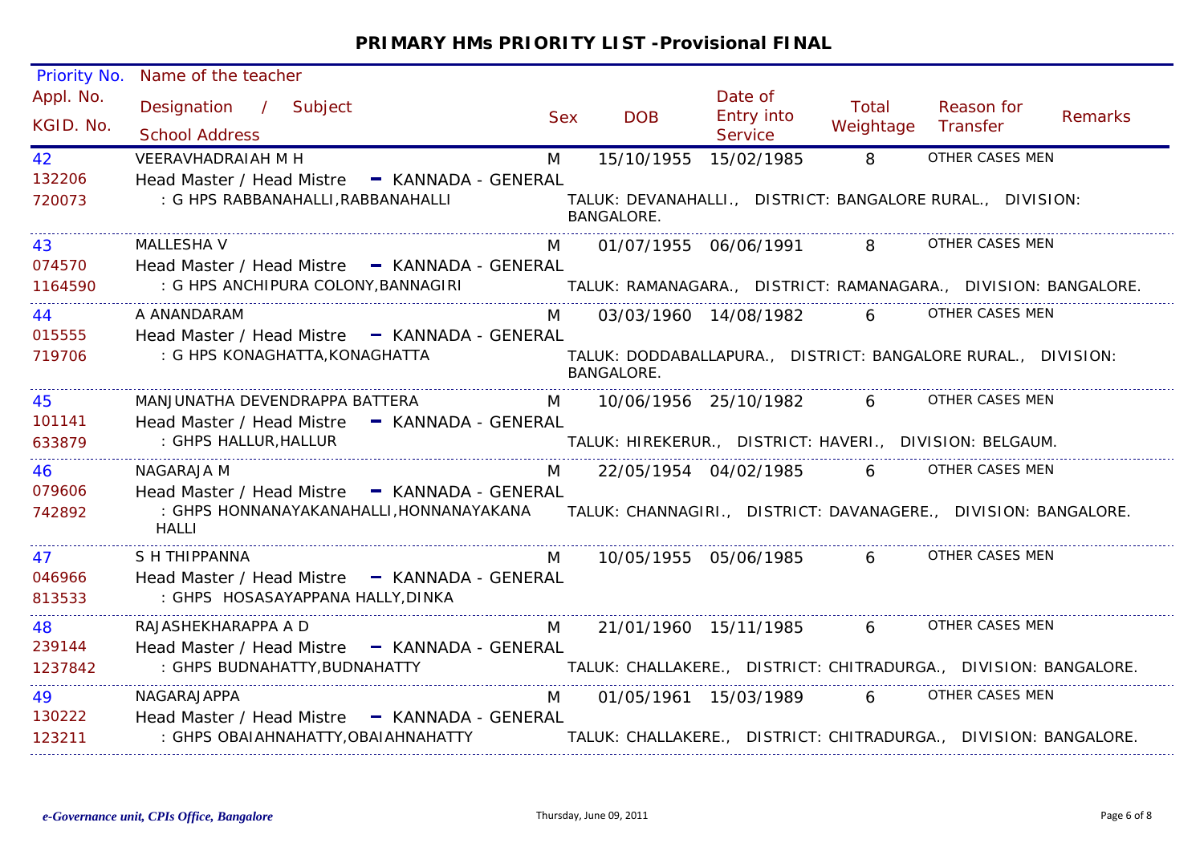## PRIMARY HMs PRIORITY LIST -Provisional FINAL

| Priority No. / Appl. No. / KGID. No. | Name of the teacher / Designation / Subject / School Address | Sex | DOB | Date of Entry into Service | Total Weightage | Reason for Transfer | Remarks |
|---|---|---|---|---|---|---|---|
| 42<br>132206<br>720073 | VEERAVHADRAIAH M H<br>Head Master / Head Mistre - KANNADA - GENERAL<br>: G HPS RABBANAHALLI,RABBANAHALLI<br>TALUK: DEVANAHALLI., DISTRICT: BANGALORE RURAL., DIVISION: BANGALORE. | M | 15/10/1955 | 15/02/1985 | 8 | OTHER CASES MEN | |
| 43<br>074570<br>1164590 | MALLESHA V<br>Head Master / Head Mistre - KANNADA - GENERAL<br>: G HPS ANCHIPURA COLONY,BANNAGIRI<br>TALUK: RAMANAGARA., DISTRICT: RAMANAGARA., DIVISION: BANGALORE. | M | 01/07/1955 | 06/06/1991 | 8 | OTHER CASES MEN | |
| 44<br>015555<br>719706 | A ANANDARAM<br>Head Master / Head Mistre - KANNADA - GENERAL<br>: G HPS KONAGHATTA,KONAGHATTA<br>TALUK: DODDABALLAPURA., DISTRICT: BANGALORE RURAL., DIVISION: BANGALORE. | M | 03/03/1960 | 14/08/1982 | 6 | OTHER CASES MEN | |
| 45<br>101141<br>633879 | MANJUNATHA DEVENDRAPPA BATTERA<br>Head Master / Head Mistre - KANNADA - GENERAL<br>: GHPS HALLUR,HALLUR<br>TALUK: HIREKERUR., DISTRICT: HAVERI., DIVISION: BELGAUM. | M | 10/06/1956 | 25/10/1982 | 6 | OTHER CASES MEN | |
| 46<br>079606<br>742892 | NAGARAJA M<br>Head Master / Head Mistre - KANNADA - GENERAL<br>: GHPS HONNANAYAKANAHALLI,HONNANAYAKANA HALLI<br>TALUK: CHANNAGIRI., DISTRICT: DAVANAGERE., DIVISION: BANGALORE. | M | 22/05/1954 | 04/02/1985 | 6 | OTHER CASES MEN | |
| 47<br>046966<br>813533 | S H THIPPANNA<br>Head Master / Head Mistre - KANNADA - GENERAL<br>: GHPS HOSASAYAPPANA HALLY,DINKA | M | 10/05/1955 | 05/06/1985 | 6 | OTHER CASES MEN | |
| 48<br>239144<br>1237842 | RAJASHEKHARAPPA A D<br>Head Master / Head Mistre - KANNADA - GENERAL<br>: GHPS BUDNAHATTY,BUDNAHATTY<br>TALUK: CHALLAKERE., DISTRICT: CHITRADURGA., DIVISION: BANGALORE. | M | 21/01/1960 | 15/11/1985 | 6 | OTHER CASES MEN | |
| 49<br>130222<br>123211 | NAGARAJAPPA<br>Head Master / Head Mistre - KANNADA - GENERAL<br>: GHPS OBAIAHNAHATTY,OBAIAHNAHATTY<br>TALUK: CHALLAKERE., DISTRICT: CHITRADURGA., DIVISION: BANGALORE. | M | 01/05/1961 | 15/03/1989 | 6 | OTHER CASES MEN | |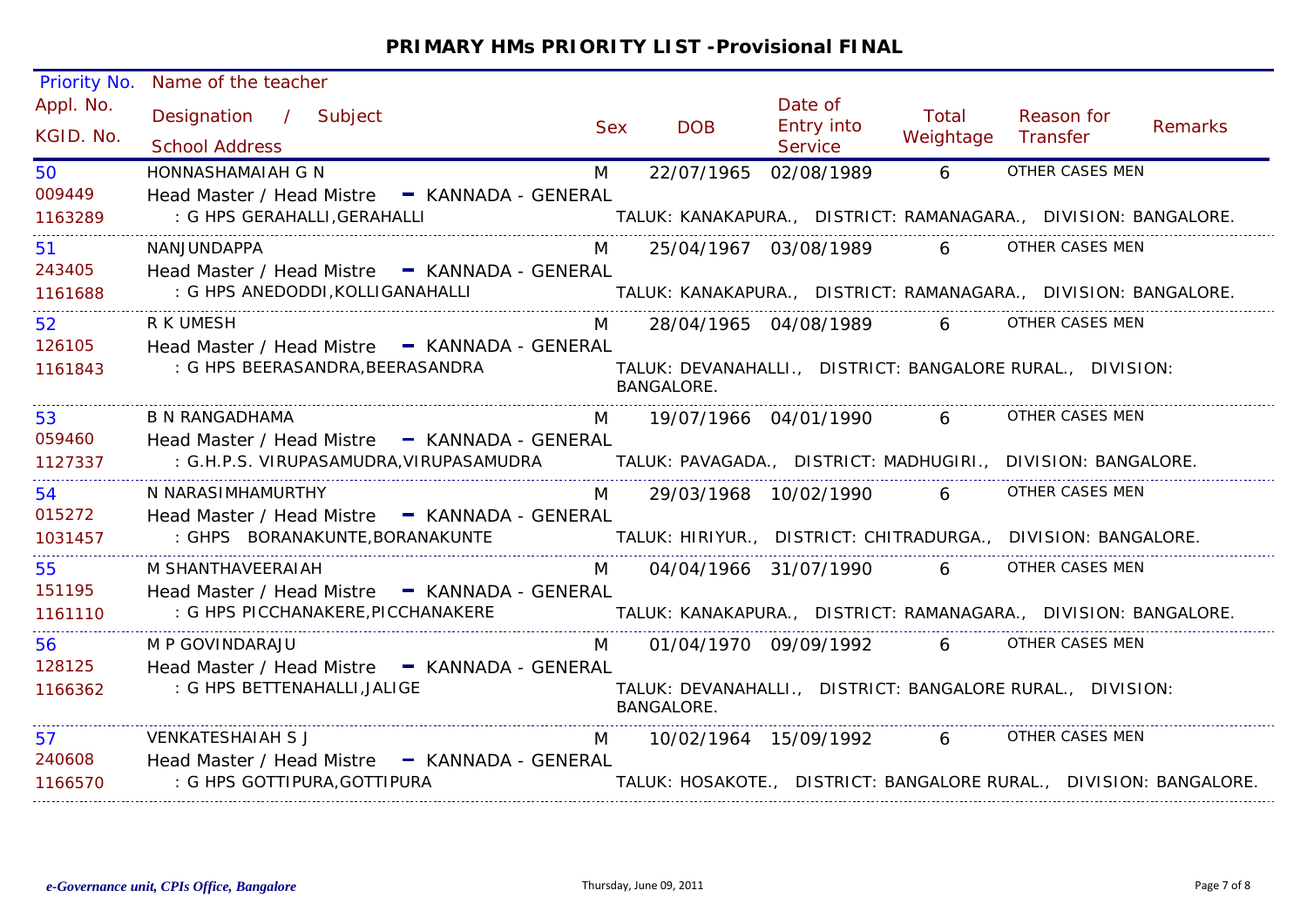## PRIMARY HMs PRIORITY LIST -Provisional FINAL

| Priority No. / Appl. No. / KGID. No. | Name of the teacher / Designation / Subject / School Address | Sex | DOB | Date of Entry into Service | Total Weightage | Reason for Transfer | Remarks |
|---|---|---|---|---|---|---|---|
| 50<br>009449<br>1163289 | HONNASHAMAIAH G N<br>Head Master / Head Mistre - KANNADA - GENERAL<br>: G HPS GERAHALLI,GERAHALLI<br>TALUK: KANAKAPURA., DISTRICT: RAMANAGARA., DIVISION: BANGALORE. | M | 22/07/1965 | 02/08/1989 | 6 | OTHER CASES MEN | |
| 51<br>243405<br>1161688 | NANJUNDAPPA<br>Head Master / Head Mistre - KANNADA - GENERAL<br>: G HPS ANEDODDI,KOLLIGANAHALLI<br>TALUK: KANAKAPURA., DISTRICT: RAMANAGARA., DIVISION: BANGALORE. | M | 25/04/1967 | 03/08/1989 | 6 | OTHER CASES MEN | |
| 52<br>126105<br>1161843 | R K UMESH<br>Head Master / Head Mistre - KANNADA - GENERAL<br>: G HPS BEERASANDRA,BEERASANDRA<br>TALUK: DEVANAHALLI., DISTRICT: BANGALORE RURAL., DIVISION: BANGALORE. | M | 28/04/1965 | 04/08/1989 | 6 | OTHER CASES MEN | |
| 53<br>059460<br>1127337 | B N RANGADHAMA<br>Head Master / Head Mistre - KANNADA - GENERAL<br>: G.H.P.S. VIRUPASAMUDRA,VIRUPASAMUDRA<br>TALUK: PAVAGADA., DISTRICT: MADHUGIRI., DIVISION: BANGALORE. | M | 19/07/1966 | 04/01/1990 | 6 | OTHER CASES MEN | |
| 54<br>015272<br>1031457 | N NARASIMHAMURTHY<br>Head Master / Head Mistre - KANNADA - GENERAL<br>: GHPS BORANAKUNTE,BORANAKUNTE<br>TALUK: HIRIYUR., DISTRICT: CHITRADURGA., DIVISION: BANGALORE. | M | 29/03/1968 | 10/02/1990 | 6 | OTHER CASES MEN | |
| 55<br>151195<br>1161110 | M SHANTHAVEERAIAH<br>Head Master / Head Mistre - KANNADA - GENERAL<br>: G HPS PICCHANAKERE,PICCHANAKERE<br>TALUK: KANAKAPURA., DISTRICT: RAMANAGARA., DIVISION: BANGALORE. | M | 04/04/1966 | 31/07/1990 | 6 | OTHER CASES MEN | |
| 56<br>128125<br>1166362 | M P GOVINDARAJU<br>Head Master / Head Mistre - KANNADA - GENERAL<br>: G HPS BETTENAHALLI,JALIGE<br>TALUK: DEVANAHALLI., DISTRICT: BANGALORE RURAL., DIVISION: BANGALORE. | M | 01/04/1970 | 09/09/1992 | 6 | OTHER CASES MEN | |
| 57<br>240608<br>1166570 | VENKATESHAIAH S J<br>Head Master / Head Mistre - KANNADA - GENERAL<br>: G HPS GOTTIPURA,GOTTIPURA<br>TALUK: HOSAKOTE., DISTRICT: BANGALORE RURAL., DIVISION: BANGALORE. | M | 10/02/1964 | 15/09/1992 | 6 | OTHER CASES MEN | |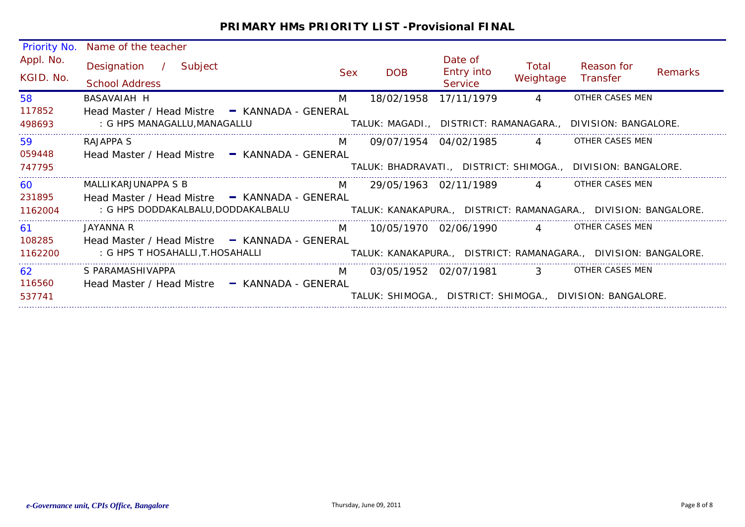## PRIMARY HMs PRIORITY LIST -Provisional FINAL

| Priority No. / Appl. No. / KGID. No. | Name of the teacher / Designation / Subject / School Address | Sex | DOB | Date of Entry into Service | Total Weightage | Reason for Transfer | Remarks |
|---|---|---|---|---|---|---|---|
| 58 / 117852 / 498693 | BASAVAIAH H / Head Master / Head Mistre - KANNADA - GENERAL / : G HPS MANAGALLU,MANAGALLU | M | 18/02/1958 | 17/11/1979 | 4 | OTHER CASES MEN | |
| | TALUK: MAGADI., DISTRICT: RAMANAGARA., DIVISION: BANGALORE. | | | | | | |
| 59 / 059448 / 747795 | RAJAPPA S / Head Master / Head Mistre - KANNADA - GENERAL | M | 09/07/1954 | 04/02/1985 | 4 | OTHER CASES MEN | |
| | TALUK: BHADRAVATI., DISTRICT: SHIMOGA., DIVISION: BANGALORE. | | | | | | |
| 60 / 231895 / 1162004 | MALLIKARJUNAPPA S B / Head Master / Head Mistre - KANNADA - GENERAL / : G HPS DODDAKALBALU,DODDAKALBALU | M | 29/05/1963 | 02/11/1989 | 4 | OTHER CASES MEN | |
| | TALUK: KANAKAPURA., DISTRICT: RAMANAGARA., DIVISION: BANGALORE. | | | | | | |
| 61 / 108285 / 1162200 | JAYANNA R / Head Master / Head Mistre - KANNADA - GENERAL / : G HPS T HOSAHALLI,T.HOSAHALLI | M | 10/05/1970 | 02/06/1990 | 4 | OTHER CASES MEN | |
| | TALUK: KANAKAPURA., DISTRICT: RAMANAGARA., DIVISION: BANGALORE. | | | | | | |
| 62 / 116560 / 537741 | S PARAMASHIVAPPA / Head Master / Head Mistre - KANNADA - GENERAL | M | 03/05/1952 | 02/07/1981 | 3 | OTHER CASES MEN | |
| | TALUK: SHIMOGA., DISTRICT: SHIMOGA., DIVISION: BANGALORE. | | | | | | |

*e-Governance unit, CPIs Office, Bangalore*

Thursday, June 09, 2011